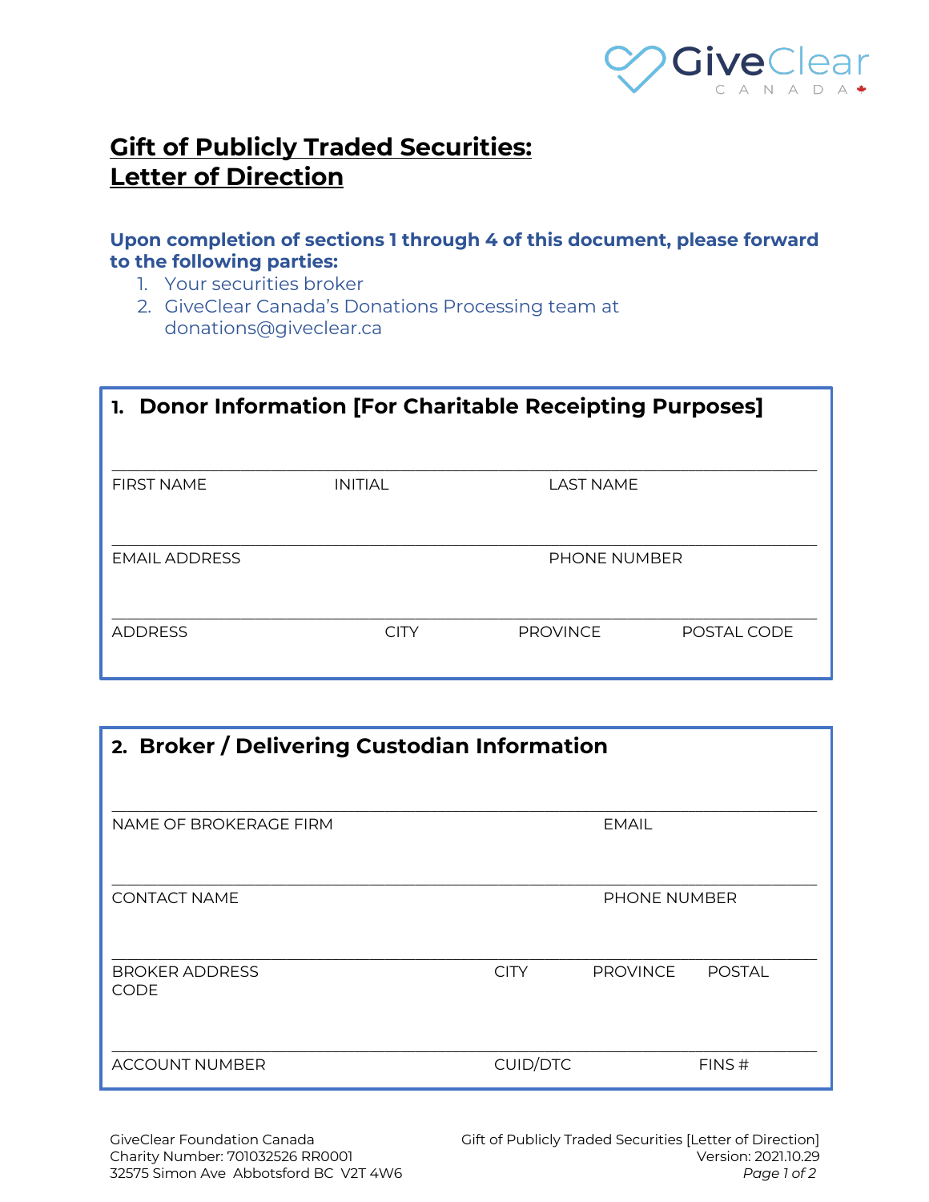# Gift of Publicly Traded Securities: Letter of Direction

**Upon completion of sections 1 through 4 of this document, please forward to the following parties:**

1. Your securities broker
2. GiveClear Canada's Donations Processing team at donations@giveclear.ca

## 1. Donor Information [For Charitable Receipting Purposes]

______________________________________________________________

FIRST NAME | INITIAL | LAST NAME

______________________________________________________________

EMAIL ADDRESS | PHONE NUMBER

______________________________________________________________

ADDRESS | CITY | PROVINCE | POSTAL CODE

## 2. Broker / Delivering Custodian Information

______________________________________________________________

NAME OF BROKERAGE FIRM | EMAIL

______________________________________________________________

CONTACT NAME | PHONE NUMBER

______________________________________________________________

BROKER ADDRESS | CITY | PROVINCE | POSTAL CODE

______________________________________________________________

ACCOUNT NUMBER | CUID/DTC | FINS #

GiveClear Foundation Canada
Charity Number: 701032526 RR0001
32575 Simon Ave Abbotsford BC V2T 4W6

Gift of Publicly Traded Securities [Letter of Direction]
Version: 2021.10.29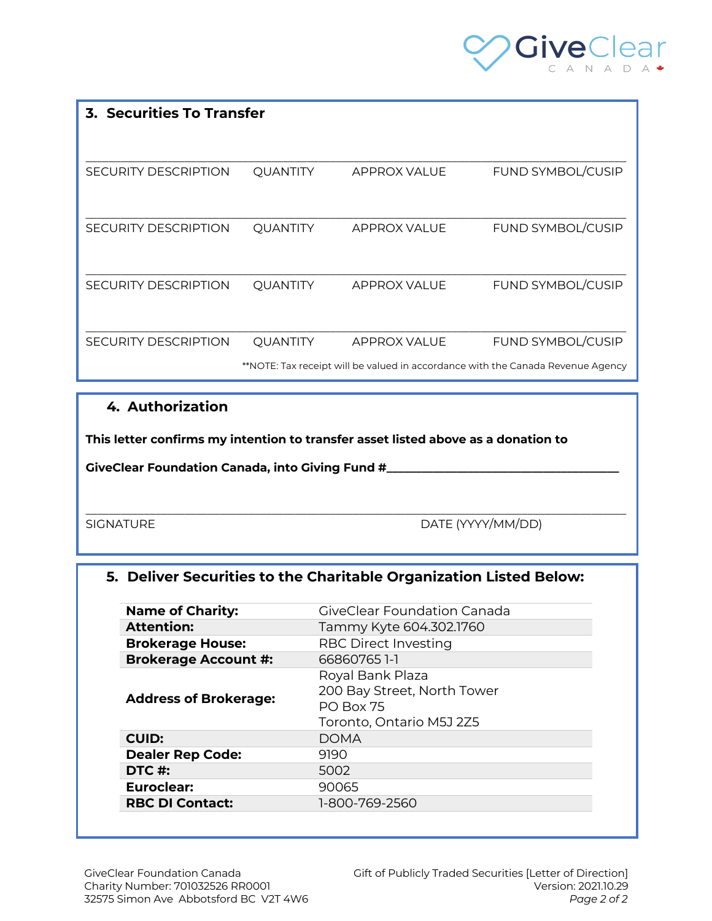## 3. Securities To Transfer

| SECURITY DESCRIPTION | QUANTITY | APPROX VALUE | FUND SYMBOL/CUSIP |
|---|---|---|---|
| | | | |
| SECURITY DESCRIPTION | QUANTITY | APPROX VALUE | FUND SYMBOL/CUSIP |
| | | | |
| SECURITY DESCRIPTION | QUANTITY | APPROX VALUE | FUND SYMBOL/CUSIP |
| | | | |
| SECURITY DESCRIPTION | QUANTITY | APPROX VALUE | FUND SYMBOL/CUSIP |

**NOTE: Tax receipt will be valued in accordance with the Canada Revenue Agency

## 4. Authorization

**This letter confirms my intention to transfer asset listed above as a donation to**

**GiveClear Foundation Canada, into Giving Fund #________________________________**

_______________________________________________________________

SIGNATURE                                                                 DATE (YYYY/MM/DD)

## 5. Deliver Securities to the Charitable Organization Listed Below:

| | |
|---|---|
| **Name of Charity:** | GiveClear Foundation Canada |
| **Attention:** | Tammy Kyte 604.302.1760 |
| **Brokerage House:** | RBC Direct Investing |
| **Brokerage Account #:** | 66860765 1-1 |
| **Address of Brokerage:** | Royal Bank Plaza<br>200 Bay Street, North Tower<br>PO Box 75<br>Toronto, Ontario M5J 2Z5 |
| **CUID:** | DOMA |
| **Dealer Rep Code:** | 9190 |
| **DTC #:** | 5002 |
| **Euroclear:** | 90065 |
| **RBC DI Contact:** | 1-800-769-2560 |

GiveClear Foundation Canada
Charity Number: 701032526 RR0001
32575 Simon Ave Abbotsford BC V2T 4W6

Gift of Publicly Traded Securities [Letter of Direction]
Version: 2021.10.29